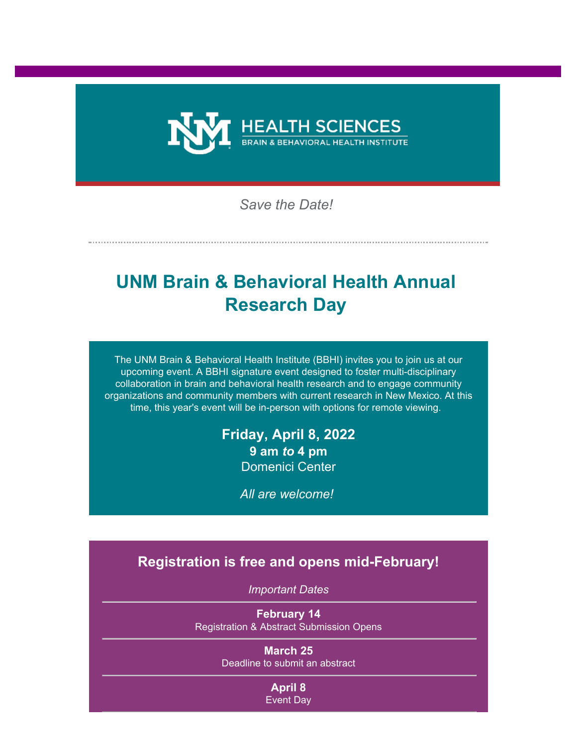HEALTH SCIENCES
BRAIN & BEHAVIORAL HEALTH INSTITUTE

*Save the Date!*

---

# UNM Brain & Behavioral Health Annual Research Day

The UNM Brain & Behavioral Health Institute (BBHI) invites you to join us at our upcoming event. A BBHI signature event designed to foster multi-disciplinary collaboration in brain and behavioral health research and to engage community organizations and community members with current research in New Mexico. At this time, this year's event will be in-person with options for remote viewing.

**Friday, April 8, 2022**
**9 am *to* 4 pm**
Domenici Center

*All are welcome!*

## Registration is free and opens mid-February!

*Important Dates*

---

**February 14**
Registration & Abstract Submission Opens

---

**March 25**
Deadline to submit an abstract

---

**April 8**
Event Day

---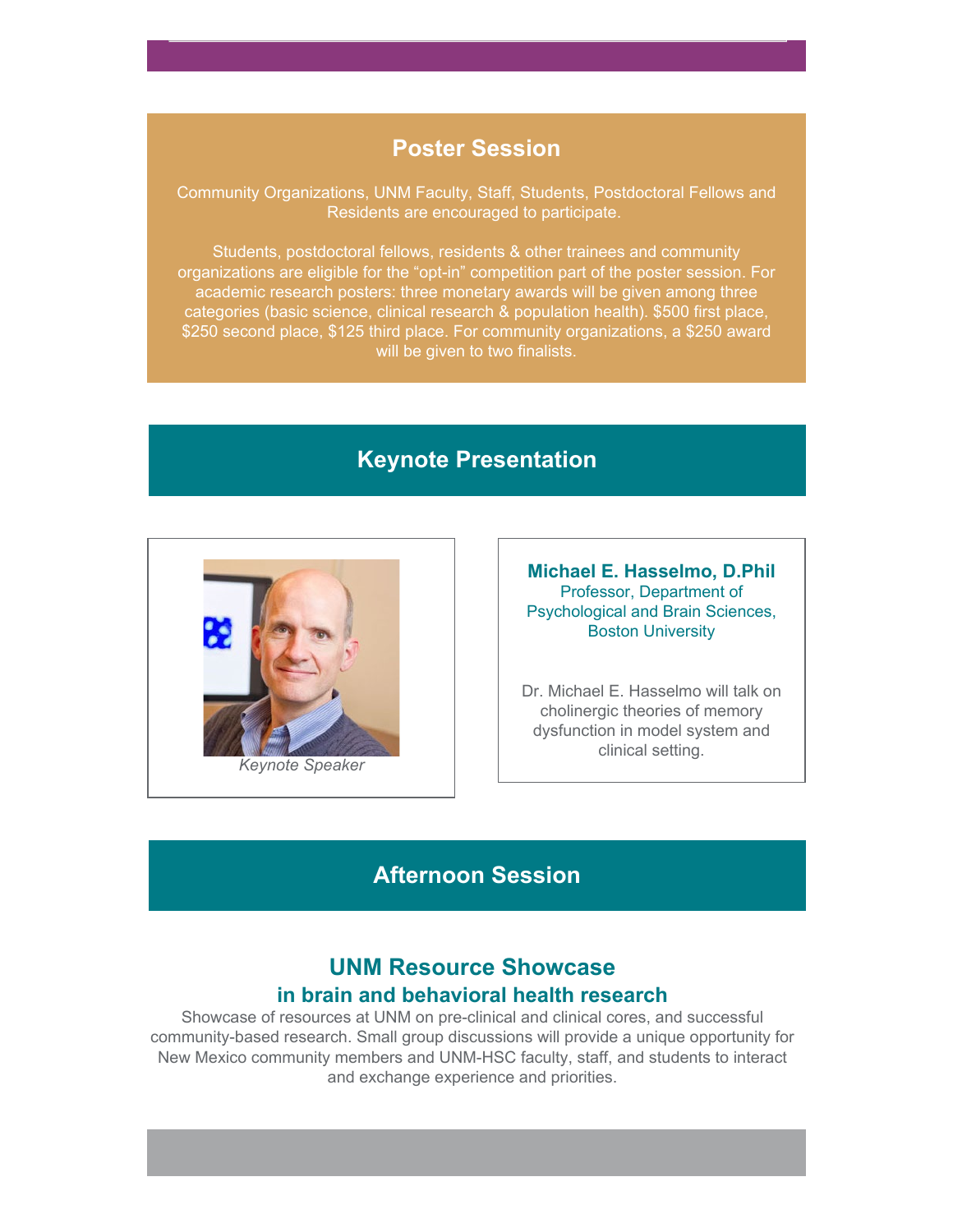## Poster Session

Community Organizations, UNM Faculty, Staff, Students, Postdoctoral Fellows and Residents are encouraged to participate.

Students, postdoctoral fellows, residents & other trainees and community organizations are eligible for the “opt-in” competition part of the poster session. For academic research posters: three monetary awards will be given among three categories (basic science, clinical research & population health). $500 first place, $250 second place, $125 third place. For community organizations, a $250 award will be given to two finalists.

## Keynote Presentation

*Keynote Speaker*

**Michael E. Hasselmo, D.Phil**
Professor, Department of Psychological and Brain Sciences, Boston University

Dr. Michael E. Hasselmo will talk on cholinergic theories of memory dysfunction in model system and clinical setting.

## Afternoon Session

### UNM Resource Showcase in brain and behavioral health research

Showcase of resources at UNM on pre-clinical and clinical cores, and successful community-based research. Small group discussions will provide a unique opportunity for New Mexico community members and UNM-HSC faculty, staff, and students to interact and exchange experience and priorities.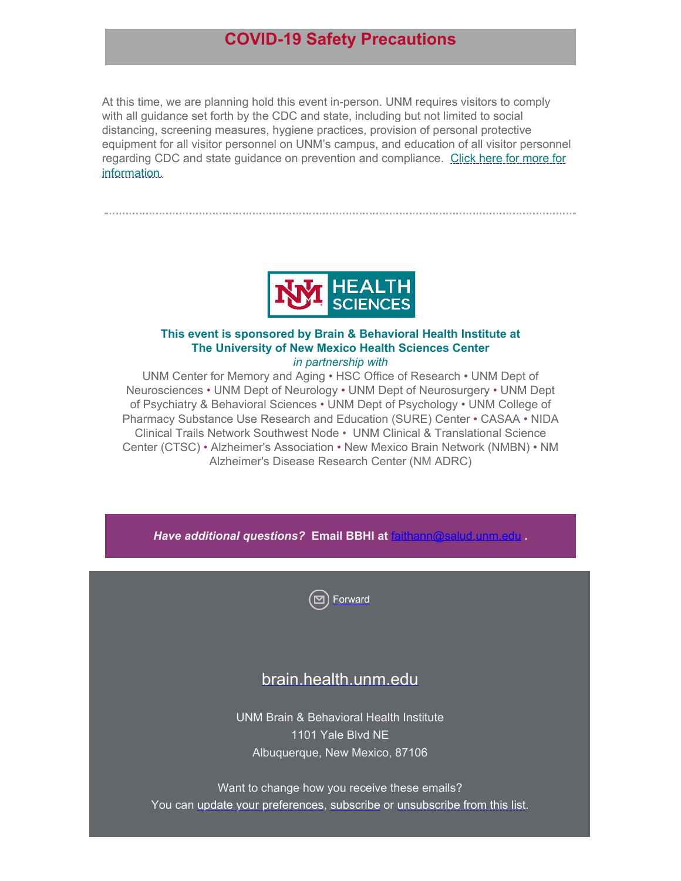## COVID-19 Safety Precautions

At this time, we are planning hold this event in-person. UNM requires visitors to comply with all guidance set forth by the CDC and state, including but not limited to social distancing, screening measures, hygiene practices, provision of personal protective equipment for all visitor personnel on UNM's campus, and education of all visitor personnel regarding CDC and state guidance on prevention and compliance. [Click here for more for information.]()

---

UNM HEALTH SCIENCES

**This event is sponsored by Brain & Behavioral Health Institute at The University of New Mexico Health Sciences Center**

*in partnership with*

UNM Center for Memory and Aging • HSC Office of Research • UNM Dept of Neurosciences • UNM Dept of Neurology • UNM Dept of Neurosurgery • UNM Dept of Psychiatry & Behavioral Sciences • UNM Dept of Psychology • UNM College of Pharmacy Substance Use Research and Education (SURE) Center • CASAA • NIDA Clinical Trails Network Southwest Node • UNM Clinical & Translational Science Center (CTSC) • Alzheimer's Association • New Mexico Brain Network (NMBN) • NM Alzheimer's Disease Research Center (NM ADRC)

***Have additional questions?*** **Email BBHI at** faithann@salud.unm.edu **.**

Forward

brain.health.unm.edu

UNM Brain & Behavioral Health Institute
1101 Yale Blvd NE
Albuquerque, New Mexico, 87106

Want to change how you receive these emails?
You can update your preferences, subscribe or unsubscribe from this list.